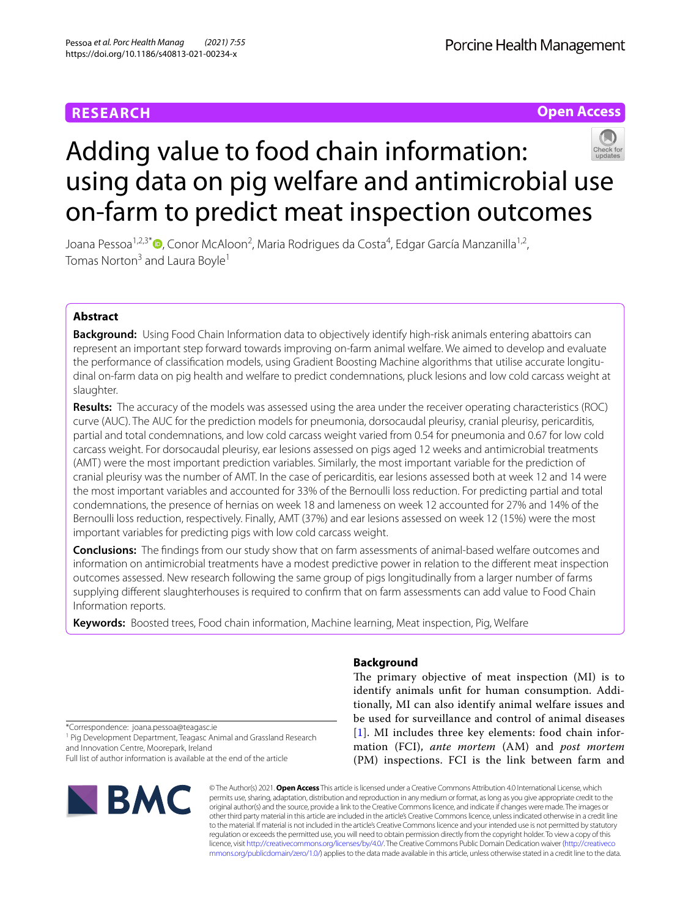RESEARCH

Open Access

# Adding value to food chain information: using data on pig welfare and antimicrobial use on-farm to predict meat inspection outcomes

Joana Pessoa[1,2,3*], Conor McAloon[2], Maria Rodrigues da Costa[4], Edgar García Manzanilla[1,2], Tomas Norton[3] and Laura Boyle[1]

## Abstract

**Background:** Using Food Chain Information data to objectively identify high-risk animals entering abattoirs can represent an important step forward towards improving on-farm animal welfare. We aimed to develop and evaluate the performance of classification models, using Gradient Boosting Machine algorithms that utilise accurate longitudinal on-farm data on pig health and welfare to predict condemnations, pluck lesions and low cold carcass weight at slaughter.

**Results:** The accuracy of the models was assessed using the area under the receiver operating characteristics (ROC) curve (AUC). The AUC for the prediction models for pneumonia, dorsocaudal pleurisy, cranial pleurisy, pericarditis, partial and total condemnations, and low cold carcass weight varied from 0.54 for pneumonia and 0.67 for low cold carcass weight. For dorsocaudal pleurisy, ear lesions assessed on pigs aged 12 weeks and antimicrobial treatments (AMT) were the most important prediction variables. Similarly, the most important variable for the prediction of cranial pleurisy was the number of AMT. In the case of pericarditis, ear lesions assessed both at week 12 and 14 were the most important variables and accounted for 33% of the Bernoulli loss reduction. For predicting partial and total condemnations, the presence of hernias on week 18 and lameness on week 12 accounted for 27% and 14% of the Bernoulli loss reduction, respectively. Finally, AMT (37%) and ear lesions assessed on week 12 (15%) were the most important variables for predicting pigs with low cold carcass weight.

**Conclusions:** The findings from our study show that on farm assessments of animal-based welfare outcomes and information on antimicrobial treatments have a modest predictive power in relation to the different meat inspection outcomes assessed. New research following the same group of pigs longitudinally from a larger number of farms supplying different slaughterhouses is required to confirm that on farm assessments can add value to Food Chain Information reports.

**Keywords:** Boosted trees, Food chain information, Machine learning, Meat inspection, Pig, Welfare

## Background

The primary objective of meat inspection (MI) is to identify animals unfit for human consumption. Additionally, MI can also identify animal welfare issues and be used for surveillance and control of animal diseases [1]. MI includes three key elements: food chain information (FCI), *ante mortem* (AM) and *post mortem* (PM) inspections. FCI is the link between farm and

*Correspondence: joana.pessoa@teagasc.ie
[1] Pig Development Department, Teagasc Animal and Grassland Research and Innovation Centre, Moorepark, Ireland
Full list of author information is available at the end of the article

© The Author(s) 2021. **Open Access** This article is licensed under a Creative Commons Attribution 4.0 International License, which permits use, sharing, adaptation, distribution and reproduction in any medium or format, as long as you give appropriate credit to the original author(s) and the source, provide a link to the Creative Commons licence, and indicate if changes were made. The images or other third party material in this article are included in the article's Creative Commons licence, unless indicated otherwise in a credit line to the material. If material is not included in the article's Creative Commons licence and your intended use is not permitted by statutory regulation or exceeds the permitted use, you will need to obtain permission directly from the copyright holder. To view a copy of this licence, visit http://creativecommons.org/licenses/by/4.0/. The Creative Commons Public Domain Dedication waiver (http://creativecommons.org/publicdomain/zero/1.0/) applies to the data made available in this article, unless otherwise stated in a credit line to the data.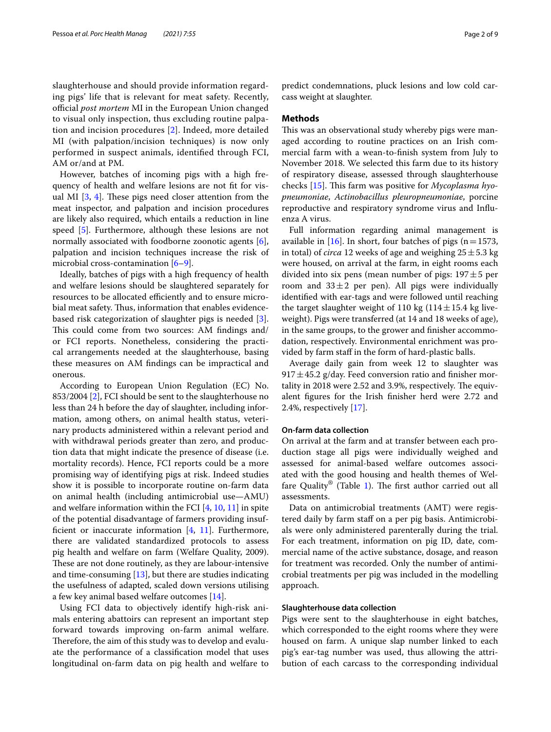slaughterhouse and should provide information regarding pigs' life that is relevant for meat safety. Recently, official *post mortem* MI in the European Union changed to visual only inspection, thus excluding routine palpation and incision procedures [2]. Indeed, more detailed MI (with palpation/incision techniques) is now only performed in suspect animals, identified through FCI, AM or/and at PM.

However, batches of incoming pigs with a high frequency of health and welfare lesions are not fit for visual MI [3, 4]. These pigs need closer attention from the meat inspector, and palpation and incision procedures are likely also required, which entails a reduction in line speed [5]. Furthermore, although these lesions are not normally associated with foodborne zoonotic agents [6], palpation and incision techniques increase the risk of microbial cross-contamination [6–9].

Ideally, batches of pigs with a high frequency of health and welfare lesions should be slaughtered separately for resources to be allocated efficiently and to ensure microbial meat safety. Thus, information that enables evidence-based risk categorization of slaughter pigs is needed [3]. This could come from two sources: AM findings and/or FCI reports. Nonetheless, considering the practical arrangements needed at the slaughterhouse, basing these measures on AM findings can be impractical and onerous.

According to European Union Regulation (EC) No. 853/2004 [2], FCI should be sent to the slaughterhouse no less than 24 h before the day of slaughter, including information, among others, on animal health status, veterinary products administered within a relevant period and with withdrawal periods greater than zero, and production data that might indicate the presence of disease (i.e. mortality records). Hence, FCI reports could be a more promising way of identifying pigs at risk. Indeed studies show it is possible to incorporate routine on-farm data on animal health (including antimicrobial use—AMU) and welfare information within the FCI [4, 10, 11] in spite of the potential disadvantage of farmers providing insufficient or inaccurate information [4, 11]. Furthermore, there are validated standardized protocols to assess pig health and welfare on farm (Welfare Quality, 2009). These are not done routinely, as they are labour-intensive and time-consuming [13], but there are studies indicating the usefulness of adapted, scaled down versions utilising a few key animal based welfare outcomes [14].

Using FCI data to objectively identify high-risk animals entering abattoirs can represent an important step forward towards improving on-farm animal welfare. Therefore, the aim of this study was to develop and evaluate the performance of a classification model that uses longitudinal on-farm data on pig health and welfare to predict condemnations, pluck lesions and low cold carcass weight at slaughter.

## Methods

This was an observational study whereby pigs were managed according to routine practices on an Irish commercial farm with a wean-to-finish system from July to November 2018. We selected this farm due to its history of respiratory disease, assessed through slaughterhouse checks [15]. This farm was positive for *Mycoplasma hyopneumoniae*, *Actinobacillus pleuropneumoniae*, porcine reproductive and respiratory syndrome virus and Influenza A virus.

Full information regarding animal management is available in [16]. In short, four batches of pigs ($n = 1573$, in total) of *circa* 12 weeks of age and weighing $25 \pm 5.3$ kg were housed, on arrival at the farm, in eight rooms each divided into six pens (mean number of pigs: $197 \pm 5$ per room and $33 \pm 2$ per pen). All pigs were individually identified with ear-tags and were followed until reaching the target slaughter weight of 110 kg ($114 \pm 15.4$ kg live-weight). Pigs were transferred (at 14 and 18 weeks of age), in the same groups, to the grower and finisher accommodation, respectively. Environmental enrichment was provided by farm staff in the form of hard-plastic balls.

Average daily gain from week 12 to slaughter was $917 \pm 45.2$ g/day. Feed conversion ratio and finisher mortality in 2018 were 2.52 and 3.9%, respectively. The equivalent figures for the Irish finisher herd were 2.72 and 2.4%, respectively [17].

### On-farm data collection

On arrival at the farm and at transfer between each production stage all pigs were individually weighed and assessed for animal-based welfare outcomes associated with the good housing and health themes of Welfare Quality® (Table 1). The first author carried out all assessments.

Data on antimicrobial treatments (AMT) were registered daily by farm staff on a per pig basis. Antimicrobials were only administered parenterally during the trial. For each treatment, information on pig ID, date, commercial name of the active substance, dosage, and reason for treatment was recorded. Only the number of antimicrobial treatments per pig was included in the modelling approach.

### Slaughterhouse data collection

Pigs were sent to the slaughterhouse in eight batches, which corresponded to the eight rooms where they were housed on farm. A unique slap number linked to each pig's ear-tag number was used, thus allowing the attribution of each carcass to the corresponding individual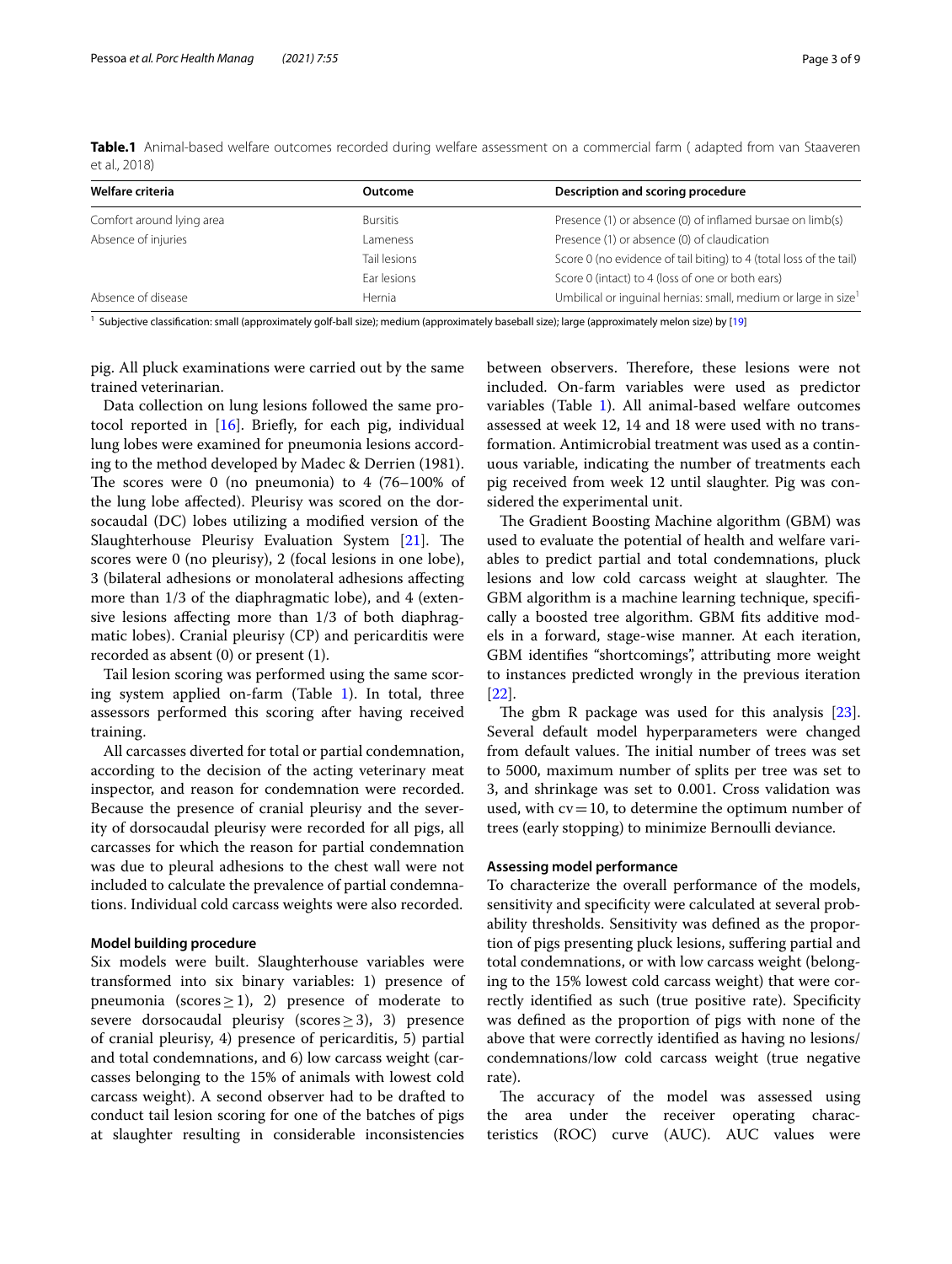**Table.1** Animal-based welfare outcomes recorded during welfare assessment on a commercial farm ( adapted from van Staaveren et al., 2018)

| Welfare criteria | Outcome | Description and scoring procedure |
|---|---|---|
| Comfort around lying area | Bursitis | Presence (1) or absence (0) of inflamed bursae on limb(s) |
| Absence of injuries | Lameness | Presence (1) or absence (0) of claudication |
| | Tail lesions | Score 0 (no evidence of tail biting) to 4 (total loss of the tail) |
| | Ear lesions | Score 0 (intact) to 4 (loss of one or both ears) |
| Absence of disease | Hernia | Umbilical or inguinal hernias: small, medium or large in size[1] |

[1] Subjective classification: small (approximately golf-ball size); medium (approximately baseball size); large (approximately melon size) by [19]

pig. All pluck examinations were carried out by the same trained veterinarian.

Data collection on lung lesions followed the same protocol reported in [16]. Briefly, for each pig, individual lung lobes were examined for pneumonia lesions according to the method developed by Madec & Derrien (1981). The scores were 0 (no pneumonia) to 4 (76–100% of the lung lobe affected). Pleurisy was scored on the dorsocaudal (DC) lobes utilizing a modified version of the Slaughterhouse Pleurisy Evaluation System [21]. The scores were 0 (no pleurisy), 2 (focal lesions in one lobe), 3 (bilateral adhesions or monolateral adhesions affecting more than 1/3 of the diaphragmatic lobe), and 4 (extensive lesions affecting more than 1/3 of both diaphragmatic lobes). Cranial pleurisy (CP) and pericarditis were recorded as absent (0) or present (1).

Tail lesion scoring was performed using the same scoring system applied on-farm (Table 1). In total, three assessors performed this scoring after having received training.

All carcasses diverted for total or partial condemnation, according to the decision of the acting veterinary meat inspector, and reason for condemnation were recorded. Because the presence of cranial pleurisy and the severity of dorsocaudal pleurisy were recorded for all pigs, all carcasses for which the reason for partial condemnation was due to pleural adhesions to the chest wall were not included to calculate the prevalence of partial condemnations. Individual cold carcass weights were also recorded.

#### Model building procedure

Six models were built. Slaughterhouse variables were transformed into six binary variables: 1) presence of pneumonia (scores $\geq 1$), 2) presence of moderate to severe dorsocaudal pleurisy (scores $\geq 3$), 3) presence of cranial pleurisy, 4) presence of pericarditis, 5) partial and total condemnations, and 6) low carcass weight (carcasses belonging to the 15% of animals with lowest cold carcass weight). A second observer had to be drafted to conduct tail lesion scoring for one of the batches of pigs at slaughter resulting in considerable inconsistencies between observers. Therefore, these lesions were not included. On-farm variables were used as predictor variables (Table 1). All animal-based welfare outcomes assessed at week 12, 14 and 18 were used with no transformation. Antimicrobial treatment was used as a continuous variable, indicating the number of treatments each pig received from week 12 until slaughter. Pig was considered the experimental unit.

The Gradient Boosting Machine algorithm (GBM) was used to evaluate the potential of health and welfare variables to predict partial and total condemnations, pluck lesions and low cold carcass weight at slaughter. The GBM algorithm is a machine learning technique, specifically a boosted tree algorithm. GBM fits additive models in a forward, stage-wise manner. At each iteration, GBM identifies "shortcomings", attributing more weight to instances predicted wrongly in the previous iteration [22].

The gbm R package was used for this analysis [23]. Several default model hyperparameters were changed from default values. The initial number of trees was set to 5000, maximum number of splits per tree was set to 3, and shrinkage was set to 0.001. Cross validation was used, with $cv = 10$, to determine the optimum number of trees (early stopping) to minimize Bernoulli deviance.

#### Assessing model performance

To characterize the overall performance of the models, sensitivity and specificity were calculated at several probability thresholds. Sensitivity was defined as the proportion of pigs presenting pluck lesions, suffering partial and total condemnations, or with low carcass weight (belonging to the 15% lowest cold carcass weight) that were correctly identified as such (true positive rate). Specificity was defined as the proportion of pigs with none of the above that were correctly identified as having no lesions/condemnations/low cold carcass weight (true negative rate).

The accuracy of the model was assessed using the area under the receiver operating characteristics (ROC) curve (AUC). AUC values were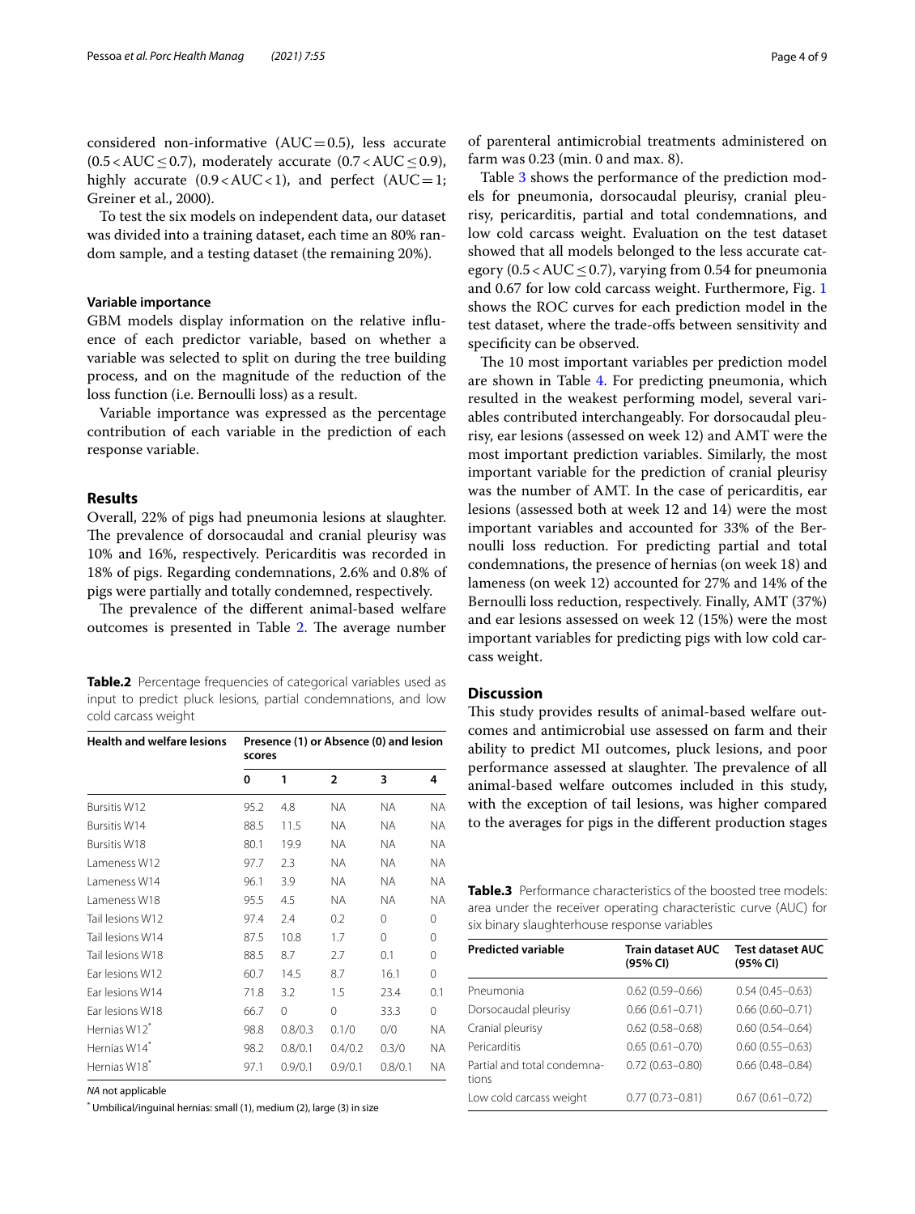considered non-informative (AUC = 0.5), less accurate (0.5 < AUC ≤ 0.7), moderately accurate (0.7 < AUC ≤ 0.9), highly accurate (0.9 < AUC < 1), and perfect (AUC = 1; Greiner et al., 2000).

To test the six models on independent data, our dataset was divided into a training dataset, each time an 80% random sample, and a testing dataset (the remaining 20%).

### Variable importance

GBM models display information on the relative influence of each predictor variable, based on whether a variable was selected to split on during the tree building process, and on the magnitude of the reduction of the loss function (i.e. Bernoulli loss) as a result.

Variable importance was expressed as the percentage contribution of each variable in the prediction of each response variable.

## Results

Overall, 22% of pigs had pneumonia lesions at slaughter. The prevalence of dorsocaudal and cranial pleurisy was 10% and 16%, respectively. Pericarditis was recorded in 18% of pigs. Regarding condemnations, 2.6% and 0.8% of pigs were partially and totally condemned, respectively.

The prevalence of the different animal-based welfare outcomes is presented in Table 2. The average number of parenteral antimicrobial treatments administered on farm was 0.23 (min. 0 and max. 8).

**Table.2** Percentage frequencies of categorical variables used as input to predict pluck lesions, partial condemnations, and low cold carcass weight

| Health and welfare lesions | Presence (1) or Absence (0) and lesion scores | | | | |
|---|---|---|---|---|---|
| | 0 | 1 | 2 | 3 | 4 |
| Bursitis W12 | 95.2 | 4.8 | NA | NA | NA |
| Bursitis W14 | 88.5 | 11.5 | NA | NA | NA |
| Bursitis W18 | 80.1 | 19.9 | NA | NA | NA |
| Lameness W12 | 97.7 | 2.3 | NA | NA | NA |
| Lameness W14 | 96.1 | 3.9 | NA | NA | NA |
| Lameness W18 | 95.5 | 4.5 | NA | NA | NA |
| Tail lesions W12 | 97.4 | 2.4 | 0.2 | 0 | 0 |
| Tail lesions W14 | 87.5 | 10.8 | 1.7 | 0 | 0 |
| Tail lesions W18 | 88.5 | 8.7 | 2.7 | 0.1 | 0 |
| Ear lesions W12 | 60.7 | 14.5 | 8.7 | 16.1 | 0 |
| Ear lesions W14 | 71.8 | 3.2 | 1.5 | 23.4 | 0.1 |
| Ear lesions W18 | 66.7 | 0 | 0 | 33.3 | 0 |
| Hernias W12* | 98.8 | 0.8/0.3 | 0.1/0 | 0/0 | NA |
| Hernias W14* | 98.2 | 0.8/0.1 | 0.4/0.2 | 0.3/0 | NA |
| Hernias W18* | 97.1 | 0.9/0.1 | 0.9/0.1 | 0.8/0.1 | NA |

*NA* not applicable

* Umbilical/inguinal hernias: small (1), medium (2), large (3) in size

Table 3 shows the performance of the prediction models for pneumonia, dorsocaudal pleurisy, cranial pleurisy, pericarditis, partial and total condemnations, and low cold carcass weight. Evaluation on the test dataset showed that all models belonged to the less accurate category (0.5 < AUC ≤ 0.7), varying from 0.54 for pneumonia and 0.67 for low cold carcass weight. Furthermore, Fig. 1 shows the ROC curves for each prediction model in the test dataset, where the trade-offs between sensitivity and specificity can be observed.

The 10 most important variables per prediction model are shown in Table 4. For predicting pneumonia, which resulted in the weakest performing model, several variables contributed interchangeably. For dorsocaudal pleurisy, ear lesions (assessed on week 12) and AMT were the most important prediction variables. Similarly, the most important variable for the prediction of cranial pleurisy was the number of AMT. In the case of pericarditis, ear lesions (assessed both at week 12 and 14) were the most important variables and accounted for 33% of the Bernoulli loss reduction. For predicting partial and total condemnations, the presence of hernias (on week 18) and lameness (on week 12) accounted for 27% and 14% of the Bernoulli loss reduction, respectively. Finally, AMT (37%) and ear lesions assessed on week 12 (15%) were the most important variables for predicting pigs with low cold carcass weight.

## Discussion

This study provides results of animal-based welfare outcomes and antimicrobial use assessed on farm and their ability to predict MI outcomes, pluck lesions, and poor performance assessed at slaughter. The prevalence of all animal-based welfare outcomes included in this study, with the exception of tail lesions, was higher compared to the averages for pigs in the different production stages

**Table.3** Performance characteristics of the boosted tree models: area under the receiver operating characteristic curve (AUC) for six binary slaughterhouse response variables

| Predicted variable | Train dataset AUC (95% CI) | Test dataset AUC (95% CI) |
|---|---|---|
| Pneumonia | 0.62 (0.59–0.66) | 0.54 (0.45–0.63) |
| Dorsocaudal pleurisy | 0.66 (0.61–0.71) | 0.66 (0.60–0.71) |
| Cranial pleurisy | 0.62 (0.58–0.68) | 0.60 (0.54–0.64) |
| Pericarditis | 0.65 (0.61–0.70) | 0.60 (0.55–0.63) |
| Partial and total condemnations | 0.72 (0.63–0.80) | 0.66 (0.48–0.84) |
| Low cold carcass weight | 0.77 (0.73–0.81) | 0.67 (0.61–0.72) |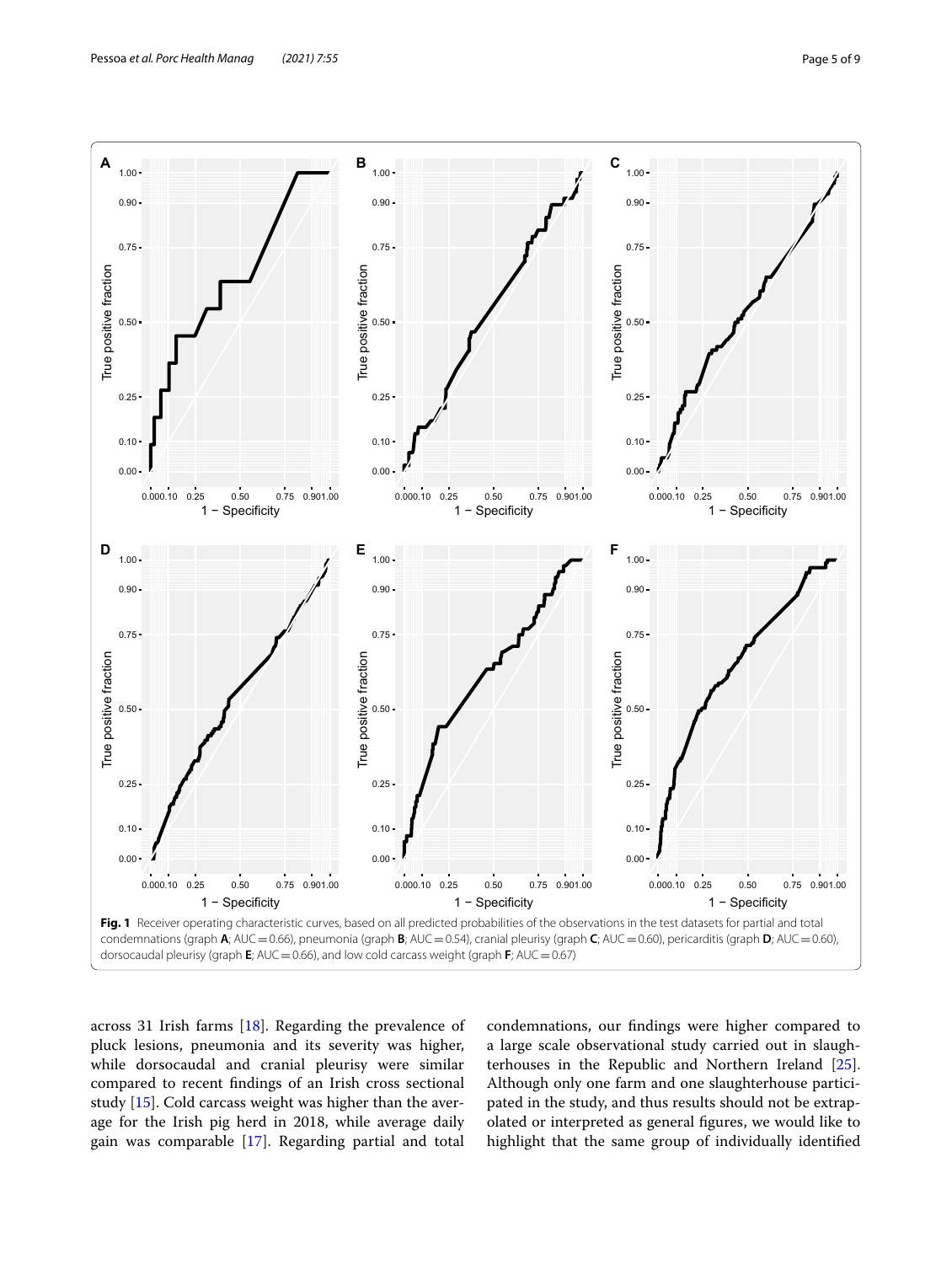**Fig. 1** Receiver operating characteristic curves, based on all predicted probabilities of the observations in the test datasets for partial and total condemnations (graph **A**; AUC = 0.66), pneumonia (graph **B**; AUC = 0.54), cranial pleurisy (graph **C**; AUC = 0.60), pericarditis (graph **D**; AUC = 0.60), dorsocaudal pleurisy (graph **E**; AUC = 0.66), and low cold carcass weight (graph **F**; AUC = 0.67)

across 31 Irish farms [18]. Regarding the prevalence of pluck lesions, pneumonia and its severity was higher, while dorsocaudal and cranial pleurisy were similar compared to recent findings of an Irish cross sectional study [15]. Cold carcass weight was higher than the average for the Irish pig herd in 2018, while average daily gain was comparable [17]. Regarding partial and total condemnations, our findings were higher compared to a large scale observational study carried out in slaughterhouses in the Republic and Northern Ireland [25]. Although only one farm and one slaughterhouse participated in the study, and thus results should not be extrapolated or interpreted as general figures, we would like to highlight that the same group of individually identified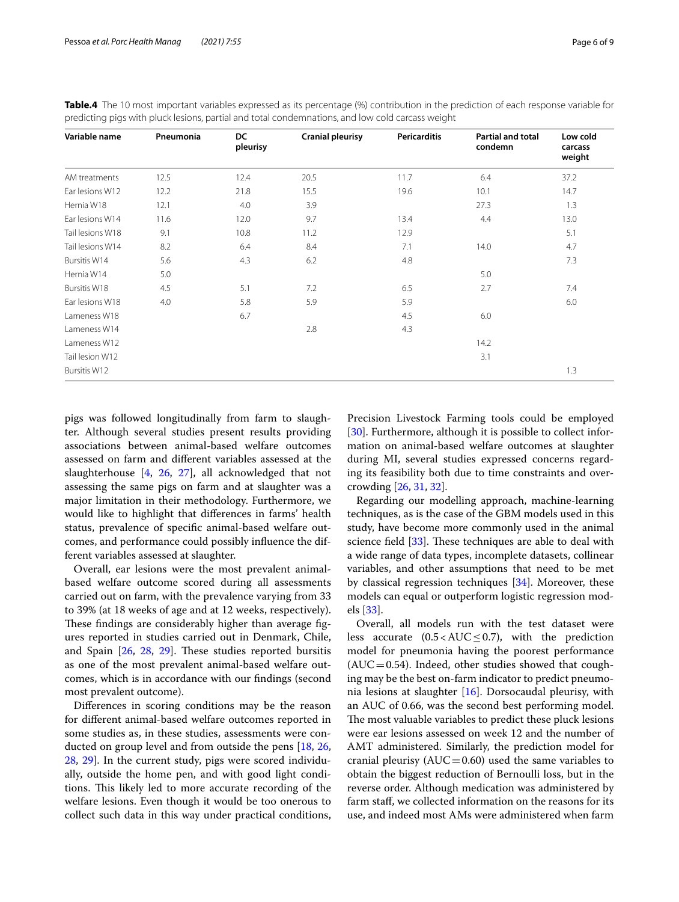**Table.4** The 10 most important variables expressed as its percentage (%) contribution in the prediction of each response variable for predicting pigs with pluck lesions, partial and total condemnations, and low cold carcass weight

| Variable name | Pneumonia | DC pleurisy | Cranial pleurisy | Pericarditis | Partial and total condemn | Low cold carcass weight |
|---|---|---|---|---|---|---|
| AM treatments | 12.5 | 12.4 | 20.5 | 11.7 | 6.4 | 37.2 |
| Ear lesions W12 | 12.2 | 21.8 | 15.5 | 19.6 | 10.1 | 14.7 |
| Hernia W18 | 12.1 | 4.0 | 3.9 | | 27.3 | 1.3 |
| Ear lesions W14 | 11.6 | 12.0 | 9.7 | 13.4 | 4.4 | 13.0 |
| Tail lesions W18 | 9.1 | 10.8 | 11.2 | 12.9 | | 5.1 |
| Tail lesions W14 | 8.2 | 6.4 | 8.4 | 7.1 | 14.0 | 4.7 |
| Bursitis W14 | 5.6 | 4.3 | 6.2 | 4.8 | | 7.3 |
| Hernia W14 | 5.0 | | | | 5.0 | |
| Bursitis W18 | 4.5 | 5.1 | 7.2 | 6.5 | 2.7 | 7.4 |
| Ear lesions W18 | 4.0 | 5.8 | 5.9 | 5.9 | | 6.0 |
| Lameness W18 | | 6.7 | | 4.5 | 6.0 | |
| Lameness W14 | | | 2.8 | 4.3 | | |
| Lameness W12 | | | | | 14.2 | |
| Tail lesion W12 | | | | | 3.1 | |
| Bursitis W12 | | | | | | 1.3 |

pigs was followed longitudinally from farm to slaughter. Although several studies present results providing associations between animal-based welfare outcomes assessed on farm and different variables assessed at the slaughterhouse [4, 26, 27], all acknowledged that not assessing the same pigs on farm and at slaughter was a major limitation in their methodology. Furthermore, we would like to highlight that differences in farms' health status, prevalence of specific animal-based welfare outcomes, and performance could possibly influence the different variables assessed at slaughter.

Overall, ear lesions were the most prevalent animal-based welfare outcome scored during all assessments carried out on farm, with the prevalence varying from 33 to 39% (at 18 weeks of age and at 12 weeks, respectively). These findings are considerably higher than average figures reported in studies carried out in Denmark, Chile, and Spain [26, 28, 29]. These studies reported bursitis as one of the most prevalent animal-based welfare outcomes, which is in accordance with our findings (second most prevalent outcome).

Differences in scoring conditions may be the reason for different animal-based welfare outcomes reported in some studies as, in these studies, assessments were conducted on group level and from outside the pens [18, 26, 28, 29]. In the current study, pigs were scored individually, outside the home pen, and with good light conditions. This likely led to more accurate recording of the welfare lesions. Even though it would be too onerous to collect such data in this way under practical conditions, Precision Livestock Farming tools could be employed [30]. Furthermore, although it is possible to collect information on animal-based welfare outcomes at slaughter during MI, several studies expressed concerns regarding its feasibility both due to time constraints and overcrowding [26, 31, 32].

Regarding our modelling approach, machine-learning techniques, as is the case of the GBM models used in this study, have become more commonly used in the animal science field [33]. These techniques are able to deal with a wide range of data types, incomplete datasets, collinear variables, and other assumptions that need to be met by classical regression techniques [34]. Moreover, these models can equal or outperform logistic regression models [33].

Overall, all models run with the test dataset were less accurate ($0.5 < AUC \leq 0.7$), with the prediction model for pneumonia having the poorest performance ($AUC = 0.54$). Indeed, other studies showed that coughing may be the best on-farm indicator to predict pneumonia lesions at slaughter [16]. Dorsocaudal pleurisy, with an AUC of 0.66, was the second best performing model. The most valuable variables to predict these pluck lesions were ear lesions assessed on week 12 and the number of AMT administered. Similarly, the prediction model for cranial pleurisy ($AUC = 0.60$) used the same variables to obtain the biggest reduction of Bernoulli loss, but in the reverse order. Although medication was administered by farm staff, we collected information on the reasons for its use, and indeed most AMs were administered when farm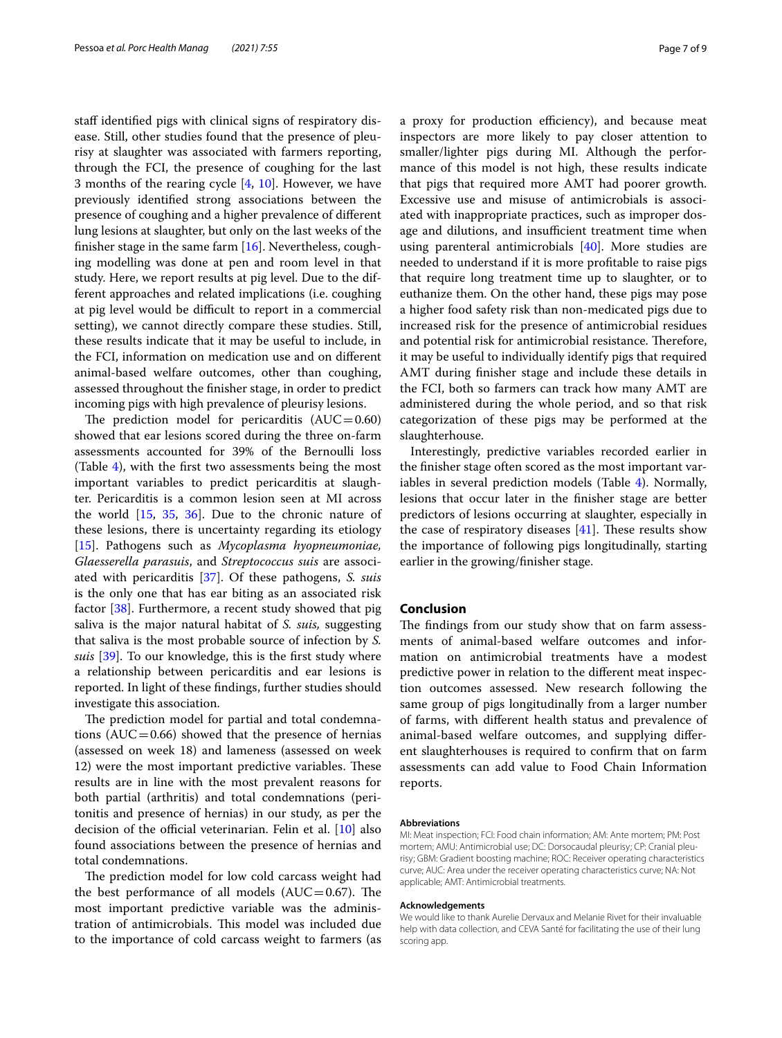staff identified pigs with clinical signs of respiratory disease. Still, other studies found that the presence of pleurisy at slaughter was associated with farmers reporting, through the FCI, the presence of coughing for the last 3 months of the rearing cycle [4, 10]. However, we have previously identified strong associations between the presence of coughing and a higher prevalence of different lung lesions at slaughter, but only on the last weeks of the finisher stage in the same farm [16]. Nevertheless, coughing modelling was done at pen and room level in that study. Here, we report results at pig level. Due to the different approaches and related implications (i.e. coughing at pig level would be difficult to report in a commercial setting), we cannot directly compare these studies. Still, these results indicate that it may be useful to include, in the FCI, information on medication use and on different animal-based welfare outcomes, other than coughing, assessed throughout the finisher stage, in order to predict incoming pigs with high prevalence of pleurisy lesions.

The prediction model for pericarditis (AUC = 0.60) showed that ear lesions scored during the three on-farm assessments accounted for 39% of the Bernoulli loss (Table 4), with the first two assessments being the most important variables to predict pericarditis at slaughter. Pericarditis is a common lesion seen at MI across the world [15, 35, 36]. Due to the chronic nature of these lesions, there is uncertainty regarding its etiology [15]. Pathogens such as *Mycoplasma hyopneumoniae, Glaesserella parasuis*, and *Streptococcus suis* are associated with pericarditis [37]. Of these pathogens, *S. suis* is the only one that has ear biting as an associated risk factor [38]. Furthermore, a recent study showed that pig saliva is the major natural habitat of *S. suis,* suggesting that saliva is the most probable source of infection by *S. suis* [39]. To our knowledge, this is the first study where a relationship between pericarditis and ear lesions is reported. In light of these findings, further studies should investigate this association.

The prediction model for partial and total condemnations (AUC = 0.66) showed that the presence of hernias (assessed on week 18) and lameness (assessed on week 12) were the most important predictive variables. These results are in line with the most prevalent reasons for both partial (arthritis) and total condemnations (peritonitis and presence of hernias) in our study, as per the decision of the official veterinarian. Felin et al. [10] also found associations between the presence of hernias and total condemnations.

The prediction model for low cold carcass weight had the best performance of all models (AUC = 0.67). The most important predictive variable was the administration of antimicrobials. This model was included due to the importance of cold carcass weight to farmers (as a proxy for production efficiency), and because meat inspectors are more likely to pay closer attention to smaller/lighter pigs during MI. Although the performance of this model is not high, these results indicate that pigs that required more AMT had poorer growth. Excessive use and misuse of antimicrobials is associated with inappropriate practices, such as improper dosage and dilutions, and insufficient treatment time when using parenteral antimicrobials [40]. More studies are needed to understand if it is more profitable to raise pigs that require long treatment time up to slaughter, or to euthanize them. On the other hand, these pigs may pose a higher food safety risk than non-medicated pigs due to increased risk for the presence of antimicrobial residues and potential risk for antimicrobial resistance. Therefore, it may be useful to individually identify pigs that required AMT during finisher stage and include these details in the FCI, both so farmers can track how many AMT are administered during the whole period, and so that risk categorization of these pigs may be performed at the slaughterhouse.

Interestingly, predictive variables recorded earlier in the finisher stage often scored as the most important variables in several prediction models (Table 4). Normally, lesions that occur later in the finisher stage are better predictors of lesions occurring at slaughter, especially in the case of respiratory diseases [41]. These results show the importance of following pigs longitudinally, starting earlier in the growing/finisher stage.

## Conclusion

The findings from our study show that on farm assessments of animal-based welfare outcomes and information on antimicrobial treatments have a modest predictive power in relation to the different meat inspection outcomes assessed. New research following the same group of pigs longitudinally from a larger number of farms, with different health status and prevalence of animal-based welfare outcomes, and supplying different slaughterhouses is required to confirm that on farm assessments can add value to Food Chain Information reports.

#### Abbreviations

MI: Meat inspection; FCI: Food chain information; AM: Ante mortem; PM: Post mortem; AMU: Antimicrobial use; DC: Dorsocaudal pleurisy; CP: Cranial pleurisy; GBM: Gradient boosting machine; ROC: Receiver operating characteristics curve; AUC: Area under the receiver operating characteristics curve; NA: Not applicable; AMT: Antimicrobial treatments.

#### Acknowledgements

We would like to thank Aurelie Dervaux and Melanie Rivet for their invaluable help with data collection, and CEVA Santé for facilitating the use of their lung scoring app.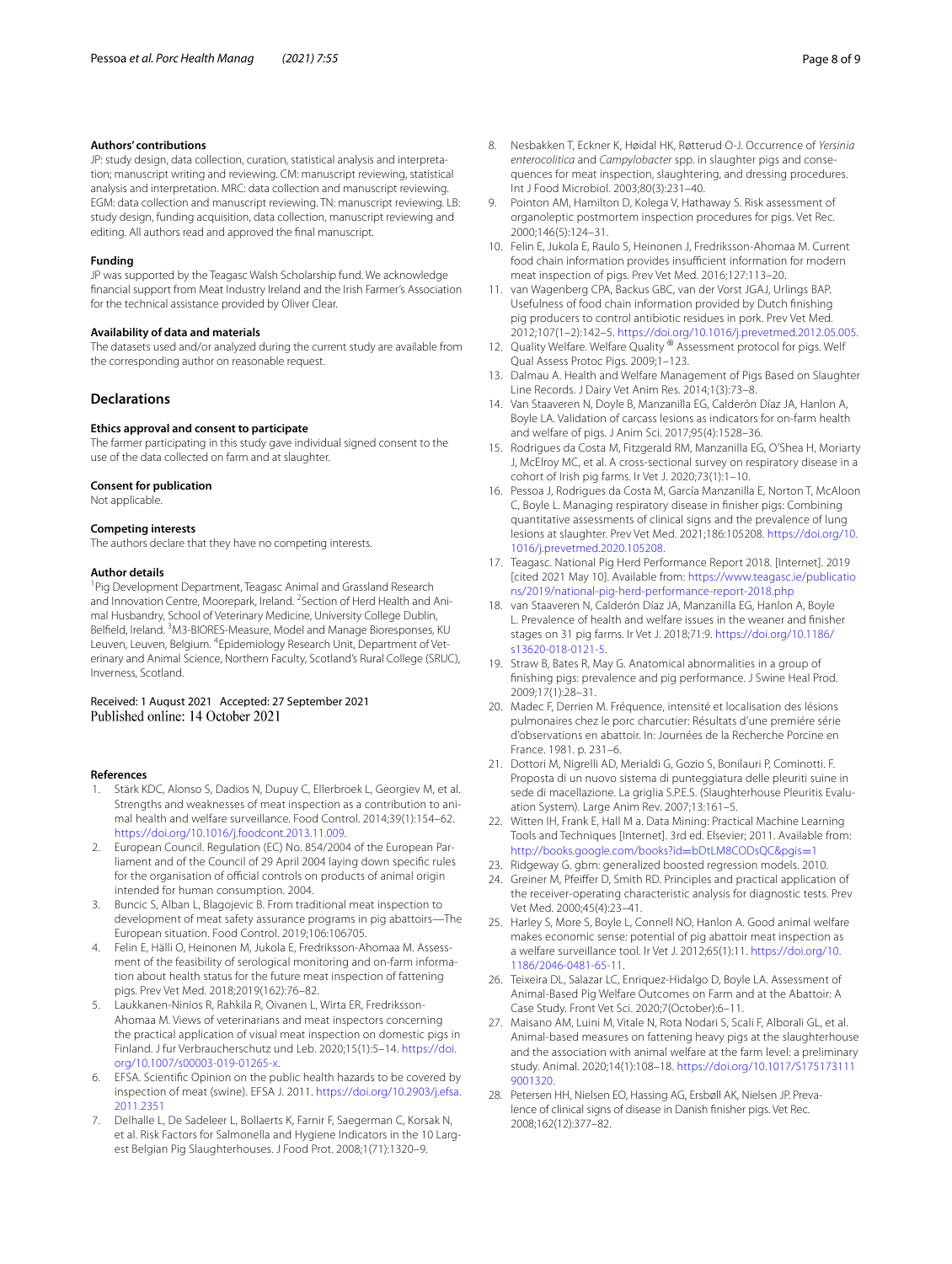### Authors' contributions

JP: study design, data collection, curation, statistical analysis and interpretation; manuscript writing and reviewing. CM: manuscript reviewing, statistical analysis and interpretation. MRC: data collection and manuscript reviewing. EGM: data collection and manuscript reviewing. TN: manuscript reviewing. LB: study design, funding acquisition, data collection, manuscript reviewing and editing. All authors read and approved the final manuscript.

### Funding

JP was supported by the Teagasc Walsh Scholarship fund. We acknowledge financial support from Meat Industry Ireland and the Irish Farmer's Association for the technical assistance provided by Oliver Clear.

### Availability of data and materials

The datasets used and/or analyzed during the current study are available from the corresponding author on reasonable request.

## Declarations

### Ethics approval and consent to participate

The farmer participating in this study gave individual signed consent to the use of the data collected on farm and at slaughter.

### Consent for publication

Not applicable.

### Competing interests

The authors declare that they have no competing interests.

### Author details

[1] Pig Development Department, Teagasc Animal and Grassland Research and Innovation Centre, Moorepark, Ireland. [2] Section of Herd Health and Animal Husbandry, School of Veterinary Medicine, University College Dublin, Belfield, Ireland. [3] M3-BIORES-Measure, Model and Manage Bioresponses, KU Leuven, Leuven, Belgium. [4] Epidemiology Research Unit, Department of Veterinary and Animal Science, Northern Faculty, Scotland's Rural College (SRUC), Inverness, Scotland.

Received: 1 August 2021 Accepted: 27 September 2021
Published online: 14 October 2021

### References

1. Stärk KDC, Alonso S, Dadios N, Dupuy C, Ellerbroek L, Georgiev M, et al. Strengths and weaknesses of meat inspection as a contribution to animal health and welfare surveillance. Food Control. 2014;39(1):154–62. https://doi.org/10.1016/j.foodcont.2013.11.009.
2. European Council. Regulation (EC) No. 854/2004 of the European Parliament and of the Council of 29 April 2004 laying down specific rules for the organisation of official controls on products of animal origin intended for human consumption. 2004.
3. Buncic S, Alban L, Blagojevic B. From traditional meat inspection to development of meat safety assurance programs in pig abattoirs—The European situation. Food Control. 2019;106:106705.
4. Felin E, Hälli O, Heinonen M, Jukola E, Fredriksson-Ahomaa M. Assessment of the feasibility of serological monitoring and on-farm information about health status for the future meat inspection of fattening pigs. Prev Vet Med. 2018;2019(162):76–82.
5. Laukkanen-Ninios R, Rahkila R, Oivanen L, Wirta ER, Fredriksson-Ahomaa M. Views of veterinarians and meat inspectors concerning the practical application of visual meat inspection on domestic pigs in Finland. J fur Verbraucherschutz und Leb. 2020;15(1):5–14. https://doi.org/10.1007/s00003-019-01265-x.
6. EFSA. Scientific Opinion on the public health hazards to be covered by inspection of meat (swine). EFSA J. 2011. https://doi.org/10.2903/j.efsa.2011.2351
7. Delhalle L, De Sadeleer L, Bollaerts K, Farnir F, Saegerman C, Korsak N, et al. Risk Factors for Salmonella and Hygiene Indicators in the 10 Largest Belgian Pig Slaughterhouses. J Food Prot. 2008;1(71):1320–9.
8. Nesbakken T, Eckner K, Høidal HK, Røtterud O-J. Occurrence of *Yersinia enterocolitica* and *Campylobacter* spp. in slaughter pigs and consequences for meat inspection, slaughtering, and dressing procedures. Int J Food Microbiol. 2003;80(3):231–40.
9. Pointon AM, Hamilton D, Kolega V, Hathaway S. Risk assessment of organoleptic postmortem inspection procedures for pigs. Vet Rec. 2000;146(5):124–31.
10. Felin E, Jukola E, Raulo S, Heinonen J, Fredriksson-Ahomaa M. Current food chain information provides insufficient information for modern meat inspection of pigs. Prev Vet Med. 2016;127:113–20.
11. van Wagenberg CPA, Backus GBC, van der Vorst JGAJ, Urlings BAP. Usefulness of food chain information provided by Dutch finishing pig producers to control antibiotic residues in pork. Prev Vet Med. 2012;107(1–2):142–5. https://doi.org/10.1016/j.prevetmed.2012.05.005.
12. Quality Welfare. Welfare Quality ® Assessment protocol for pigs. Welf Qual Assess Protoc Pigs. 2009;1–123.
13. Dalmau A. Health and Welfare Management of Pigs Based on Slaughter Line Records. J Dairy Vet Anim Res. 2014;1(3):73–8.
14. Van Staaveren N, Doyle B, Manzanilla EG, Calderón Díaz JA, Hanlon A, Boyle LA. Validation of carcass lesions as indicators for on-farm health and welfare of pigs. J Anim Sci. 2017;95(4):1528–36.
15. Rodrigues da Costa M, Fitzgerald RM, Manzanilla EG, O'Shea H, Moriarty J, McElroy MC, et al. A cross-sectional survey on respiratory disease in a cohort of Irish pig farms. Ir Vet J. 2020;73(1):1–10.
16. Pessoa J, Rodrigues da Costa M, García Manzanilla E, Norton T, McAloon C, Boyle L. Managing respiratory disease in finisher pigs: Combining quantitative assessments of clinical signs and the prevalence of lung lesions at slaughter. Prev Vet Med. 2021;186:105208. https://doi.org/10.1016/j.prevetmed.2020.105208.
17. Teagasc. National Pig Herd Performance Report 2018. [Internet]. 2019 [cited 2021 May 10]. Available from: https://www.teagasc.ie/publications/2019/national-pig-herd-performance-report-2018.php
18. van Staaveren N, Calderón Díaz JA, Manzanilla EG, Hanlon A, Boyle L. Prevalence of health and welfare issues in the weaner and finisher stages on 31 pig farms. Ir Vet J. 2018;71:9. https://doi.org/10.1186/s13620-018-0121-5.
19. Straw B, Bates R, May G. Anatomical abnormalities in a group of finishing pigs: prevalence and pig performance. J Swine Heal Prod. 2009;17(1):28–31.
20. Madec F, Derrien M. Fréquence, intensité et localisation des lésions pulmonaires chez le porc charcutier: Résultats d'une premiére série d'observations en abattoir. In: Journées de la Recherche Porcine en France. 1981. p. 231–6.
21. Dottori M, Nigrelli AD, Merialdi G, Gozio S, Bonilauri P, Cominotti. F. Proposta di un nuovo sistema di punteggiatura delle pleuriti suine in sede di macellazione. La griglia S.P.E.S. (Slaughterhouse Pleuritis Evaluation System). Large Anim Rev. 2007;13:161–5.
22. Witten IH, Frank E, Hall M a. Data Mining: Practical Machine Learning Tools and Techniques [Internet]. 3rd ed. Elsevier; 2011. Available from: http://books.google.com/books?id=bDtLM8CODsQC&pgis=1
23. Ridgeway G. gbm: generalized boosted regression models. 2010.
24. Greiner M, Pfeiffer D, Smith RD. Principles and practical application of the receiver-operating characteristic analysis for diagnostic tests. Prev Vet Med. 2000;45(4):23–41.
25. Harley S, More S, Boyle L, Connell NO, Hanlon A. Good animal welfare makes economic sense: potential of pig abattoir meat inspection as a welfare surveillance tool. Ir Vet J. 2012;65(1):11. https://doi.org/10.1186/2046-0481-65-11.
26. Teixeira DL, Salazar LC, Enriquez-Hidalgo D, Boyle LA. Assessment of Animal-Based Pig Welfare Outcomes on Farm and at the Abattoir: A Case Study. Front Vet Sci. 2020;7(October):6–11.
27. Maisano AM, Luini M, Vitale N, Rota Nodari S, Scali F, Alborali GL, et al. Animal-based measures on fattening heavy pigs at the slaughterhouse and the association with animal welfare at the farm level: a preliminary study. Animal. 2020;14(1):108–18. https://doi.org/10.1017/S1751731119001320.
28. Petersen HH, Nielsen EO, Hassing AG, Ersbøll AK, Nielsen JP. Prevalence of clinical signs of disease in Danish finisher pigs. Vet Rec. 2008;162(12):377–82.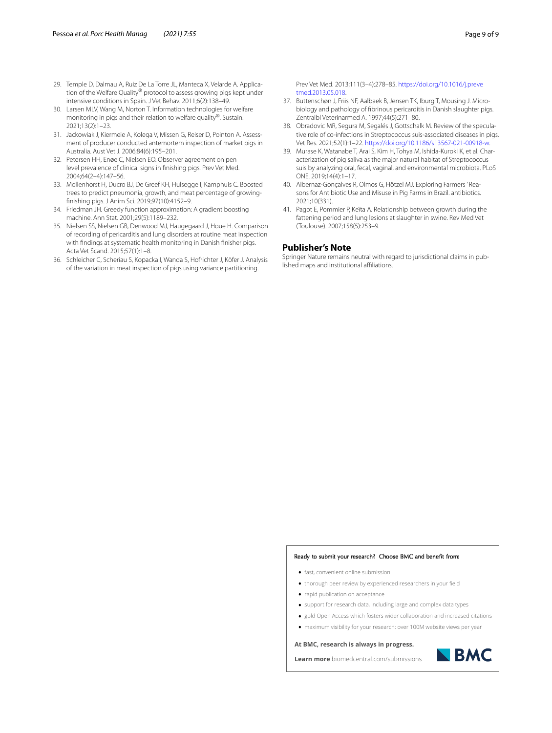29. Temple D, Dalmau A, Ruiz De La Torre JL, Manteca X, Velarde A. Application of the Welfare Quality® protocol to assess growing pigs kept under intensive conditions in Spain. J Vet Behav. 2011;6(2):138–49.
30. Larsen MLV, Wang M, Norton T. Information technologies for welfare monitoring in pigs and their relation to welfare quality®. Sustain. 2021;13(2):1–23.
31. Jackowiak J, Kiermeie A, Kolega V, Missen G, Reiser D, Pointon A. Assessment of producer conducted antemortem inspection of market pigs in Australia. Aust Vet J. 2006;84(6):195–201.
32. Petersen HH, Enøe C, Nielsen EO. Observer agreement on pen level prevalence of clinical signs in finishing pigs. Prev Vet Med. 2004;64(2–4):147–56.
33. Mollenhorst H, Ducro BJ, De Greef KH, Hulsegge I, Kamphuis C. Boosted trees to predict pneumonia, growth, and meat percentage of growing-finishing pigs. J Anim Sci. 2019;97(10):4152–9.
34. Friedman JH. Greedy function approximation: A gradient boosting machine. Ann Stat. 2001;29(5):1189–232.
35. Nielsen SS, Nielsen GB, Denwood MJ, Haugegaard J, Houe H. Comparison of recording of pericarditis and lung disorders at routine meat inspection with findings at systematic health monitoring in Danish finisher pigs. Acta Vet Scand. 2015;57(1):1–8.
36. Schleicher C, Scheriau S, Kopacka I, Wanda S, Hofrichter J, Köfer J. Analysis of the variation in meat inspection of pigs using variance partitioning. Prev Vet Med. 2013;111(3–4):278–85. https://doi.org/10.1016/j.prevetmed.2013.05.018.
37. Buttenschøn J, Friis NF, Aalbaek B, Jensen TK, Iburg T, Mousing J. Microbiology and pathology of fibrinous pericarditis in Danish slaughter pigs. Zentralbl Veterinarmed A. 1997;44(5):271–80.
38. Obradovic MR, Segura M, Segalés J, Gottschalk M. Review of the speculative role of co-infections in Streptococcus suis-associated diseases in pigs. Vet Res. 2021;52(1):1–22. https://doi.org/10.1186/s13567-021-00918-w.
39. Murase K, Watanabe T, Arai S, Kim H, Tohya M, Ishida-Kuroki K, et al. Characterization of pig saliva as the major natural habitat of Streptococcus suis by analyzing oral, fecal, vaginal, and environmental microbiota. PLoS ONE. 2019;14(4):1–17.
40. Albernaz-Gonçalves R, Olmos G, Hötzel MJ. Exploring Farmers' Reasons for Antibiotic Use and Misuse in Pig Farms in Brazil. antibiotics. 2021;10(331).
41. Pagot E, Pommier P, Keïta A. Relationship between growth during the fattening period and lung lesions at slaughter in swine. Rev Med Vet (Toulouse). 2007;158(5):253–9.

## Publisher's Note

Springer Nature remains neutral with regard to jurisdictional claims in published maps and institutional affiliations.

Ready to submit your research? Choose BMC and benefit from:

- fast, convenient online submission
- thorough peer review by experienced researchers in your field
- rapid publication on acceptance
- support for research data, including large and complex data types
- gold Open Access which fosters wider collaboration and increased citations
- maximum visibility for your research: over 100M website views per year

**At BMC, research is always in progress.**

**Learn more** biomedcentral.com/submissions

BMC